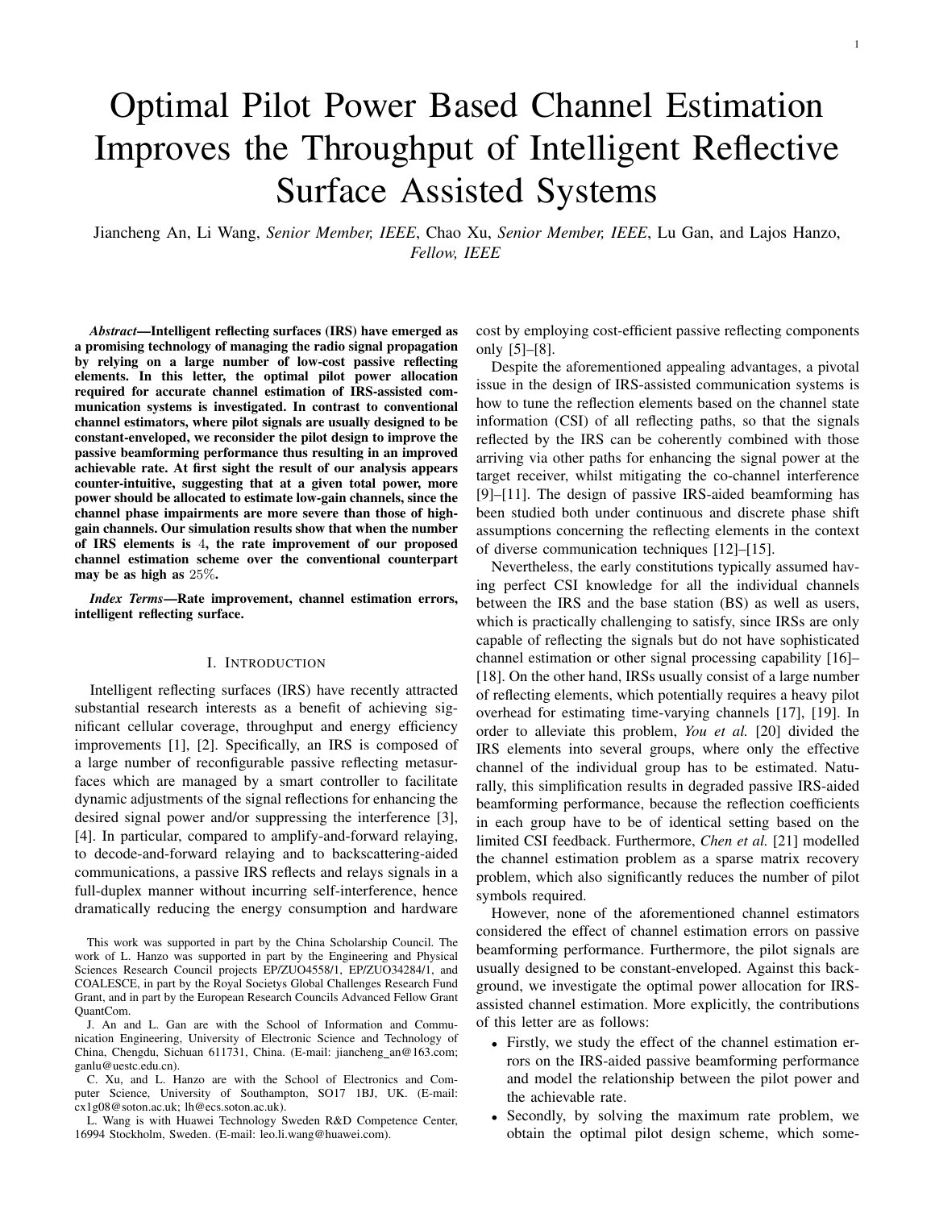# Optimal Pilot Power Based Channel Estimation Improves the Throughput of Intelligent Reflective Surface Assisted Systems

Jiancheng An, Li Wang, *Senior Member, IEEE*, Chao Xu, *Senior Member, IEEE*, Lu Gan, and Lajos Hanzo, *Fellow, IEEE*

***Abstract*—Intelligent reflecting surfaces (IRS) have emerged as a promising technology of managing the radio signal propagation by relying on a large number of low-cost passive reflecting elements. In this letter, the optimal pilot power allocation required for accurate channel estimation of IRS-assisted communication systems is investigated. In contrast to conventional channel estimators, where pilot signals are usually designed to be constant-enveloped, we reconsider the pilot design to improve the passive beamforming performance thus resulting in an improved achievable rate. At first sight the result of our analysis appears counter-intuitive, suggesting that at a given total power, more power should be allocated to estimate low-gain channels, since the channel phase impairments are more severe than those of high-gain channels. Our simulation results show that when the number of IRS elements is $4$, the rate improvement of our proposed channel estimation scheme over the conventional counterpart may be as high as $25\%$.**

***Index Terms*—Rate improvement, channel estimation errors, intelligent reflecting surface.**

## I. Introduction

Intelligent reflecting surfaces (IRS) have recently attracted substantial research interests as a benefit of achieving significant cellular coverage, throughput and energy efficiency improvements [1], [2]. Specifically, an IRS is composed of a large number of reconfigurable passive reflecting metasurfaces which are managed by a smart controller to facilitate dynamic adjustments of the signal reflections for enhancing the desired signal power and/or suppressing the interference [3], [4]. In particular, compared to amplify-and-forward relaying, to decode-and-forward relaying and to backscattering-aided communications, a passive IRS reflects and relays signals in a full-duplex manner without incurring self-interference, hence dramatically reducing the energy consumption and hardware cost by employing cost-efficient passive reflecting components only [5]–[8].

Despite the aforementioned appealing advantages, a pivotal issue in the design of IRS-assisted communication systems is how to tune the reflection elements based on the channel state information (CSI) of all reflecting paths, so that the signals reflected by the IRS can be coherently combined with those arriving via other paths for enhancing the signal power at the target receiver, whilst mitigating the co-channel interference [9]–[11]. The design of passive IRS-aided beamforming has been studied both under continuous and discrete phase shift assumptions concerning the reflecting elements in the context of diverse communication techniques [12]–[15].

Nevertheless, the early constitutions typically assumed having perfect CSI knowledge for all the individual channels between the IRS and the base station (BS) as well as users, which is practically challenging to satisfy, since IRSs are only capable of reflecting the signals but do not have sophisticated channel estimation or other signal processing capability [16]–[18]. On the other hand, IRSs usually consist of a large number of reflecting elements, which potentially requires a heavy pilot overhead for estimating time-varying channels [17], [19]. In order to alleviate this problem, *You et al.* [20] divided the IRS elements into several groups, where only the effective channel of the individual group has to be estimated. Naturally, this simplification results in degraded passive IRS-aided beamforming performance, because the reflection coefficients in each group have to be of identical setting based on the limited CSI feedback. Furthermore, *Chen et al.* [21] modelled the channel estimation problem as a sparse matrix recovery problem, which also significantly reduces the number of pilot symbols required.

However, none of the aforementioned channel estimators considered the effect of channel estimation errors on passive beamforming performance. Furthermore, the pilot signals are usually designed to be constant-enveloped. Against this background, we investigate the optimal power allocation for IRS-assisted channel estimation. More explicitly, the contributions of this letter are as follows:

- Firstly, we study the effect of the channel estimation errors on the IRS-aided passive beamforming performance and model the relationship between the pilot power and the achievable rate.
- Secondly, by solving the maximum rate problem, we obtain the optimal pilot design scheme, which some-

This work was supported in part by the China Scholarship Council. The work of L. Hanzo was supported in part by the Engineering and Physical Sciences Research Council projects EP/ZUO4558/1, EP/ZUO34284/1, and COALESCE, in part by the Royal Societys Global Challenges Research Fund Grant, and in part by the European Research Councils Advanced Fellow Grant QuantCom.

J. An and L. Gan are with the School of Information and Communication Engineering, University of Electronic Science and Technology of China, Chengdu, Sichuan 611731, China. (E-mail: jiancheng_an@163.com; ganlu@uestc.edu.cn).

C. Xu, and L. Hanzo are with the School of Electronics and Computer Science, University of Southampton, SO17 1BJ, UK. (E-mail: cx1g08@soton.ac.uk; lh@ecs.soton.ac.uk).

L. Wang is with Huawei Technology Sweden R&D Competence Center, 16994 Stockholm, Sweden. (E-mail: leo.li.wang@huawei.com).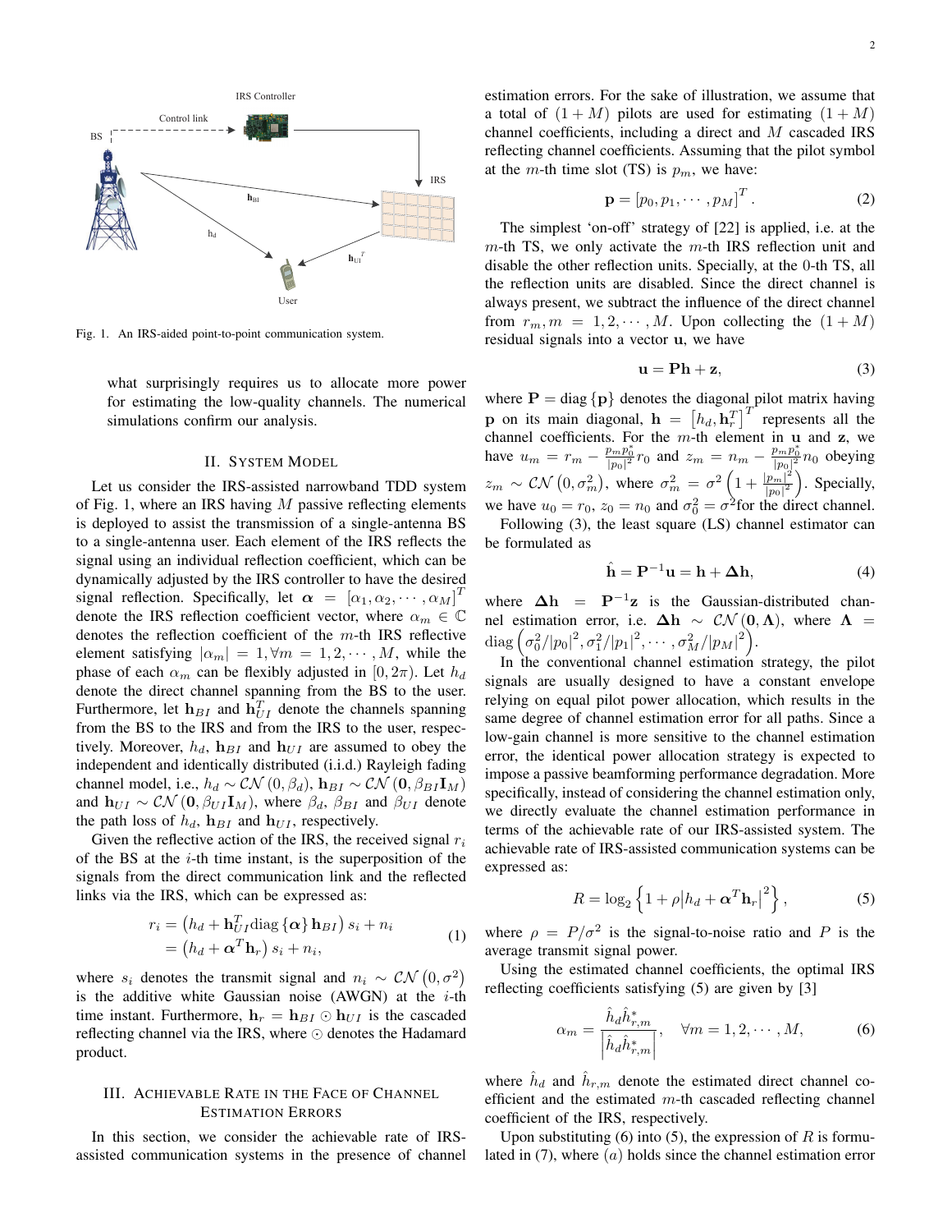Fig. 1. An IRS-aided point-to-point communication system.

what surprisingly requires us to allocate more power for estimating the low-quality channels. The numerical simulations confirm our analysis.

## II. System Model

Let us consider the IRS-assisted narrowband TDD system of Fig. 1, where an IRS having $M$ passive reflecting elements is deployed to assist the transmission of a single-antenna BS to a single-antenna user. Each element of the IRS reflects the signal using an individual reflection coefficient, which can be dynamically adjusted by the IRS controller to have the desired signal reflection. Specifically, let $\boldsymbol{\alpha} = [\alpha_1, \alpha_2, \cdots, \alpha_M]^T$ denote the IRS reflection coefficient vector, where $\alpha_m \in \mathbb{C}$ denotes the reflection coefficient of the $m$-th IRS reflective element satisfying $|\alpha_m| = 1, \forall m = 1, 2, \cdots, M$, while the phase of each $\alpha_m$ can be flexibly adjusted in $[0, 2\pi)$. Let $h_d$ denote the direct channel spanning from the BS to the user. Furthermore, let $\mathbf{h}_{BI}$ and $\mathbf{h}_{UI}^T$ denote the channels spanning from the BS to the IRS and from the IRS to the user, respectively. Moreover, $h_d$, $\mathbf{h}_{BI}$ and $\mathbf{h}_{UI}$ are assumed to obey the independent and identically distributed (i.i.d.) Rayleigh fading channel model, i.e., $h_d \sim \mathcal{CN}(0, \beta_d)$, $\mathbf{h}_{BI} \sim \mathcal{CN}(\mathbf{0}, \beta_{BI}\mathbf{I}_M)$ and $\mathbf{h}_{UI} \sim \mathcal{CN}(\mathbf{0}, \beta_{UI}\mathbf{I}_M)$, where $\beta_d$, $\beta_{BI}$ and $\beta_{UI}$ denote the path loss of $h_d$, $\mathbf{h}_{BI}$ and $\mathbf{h}_{UI}$, respectively.

Given the reflective action of the IRS, the received signal $r_i$ of the BS at the $i$-th time instant, is the superposition of the signals from the direct communication link and the reflected links via the IRS, which can be expressed as:

$$\begin{aligned} r_i &= \left(h_d + \mathbf{h}_{UI}^T \mathrm{diag}\{\boldsymbol{\alpha}\}\mathbf{h}_{BI}\right)s_i + n_i \\ &= \left(h_d + \boldsymbol{\alpha}^T\mathbf{h}_r\right)s_i + n_i, \end{aligned} \tag{1}$$

where $s_i$ denotes the transmit signal and $n_i \sim \mathcal{CN}(0, \sigma^2)$ is the additive white Gaussian noise (AWGN) at the $i$-th time instant. Furthermore, $\mathbf{h}_r = \mathbf{h}_{BI} \odot \mathbf{h}_{UI}$ is the cascaded reflecting channel via the IRS, where $\odot$ denotes the Hadamard product.

## III. Achievable Rate in the Face of Channel Estimation Errors

In this section, we consider the achievable rate of IRS-assisted communication systems in the presence of channel estimation errors. For the sake of illustration, we assume that a total of $(1+M)$ pilots are used for estimating $(1+M)$ channel coefficients, including a direct and $M$ cascaded IRS reflecting channel coefficients. Assuming that the pilot symbol at the $m$-th time slot (TS) is $p_m$, we have:

$$\mathbf{p} = [p_0, p_1, \cdots, p_M]^T. \tag{2}$$

The simplest 'on-off' strategy of [22] is applied, i.e. at the $m$-th TS, we only activate the $m$-th IRS reflection unit and disable the other reflection units. Specially, at the 0-th TS, all the reflection units are disabled. Since the direct channel is always present, we subtract the influence of the direct channel from $r_m, m = 1, 2, \cdots, M$. Upon collecting the $(1+M)$ residual signals into a vector $\mathbf{u}$, we have

$$\mathbf{u} = \mathbf{P}\mathbf{h} + \mathbf{z}, \tag{3}$$

where $\mathbf{P} = \mathrm{diag}\{\mathbf{p}\}$ denotes the diagonal pilot matrix having $\mathbf{p}$ on its main diagonal, $\mathbf{h} = \left[h_d, \mathbf{h}_r^T\right]^T$ represents all the channel coefficients. For the $m$-th element in $\mathbf{u}$ and $\mathbf{z}$, we have $u_m = r_m - \frac{p_m p_0^*}{|p_0|^2} r_0$ and $z_m = n_m - \frac{p_m p_0^*}{|p_0|^2} n_0$ obeying $z_m \sim \mathcal{CN}(0, \sigma_m^2)$, where $\sigma_m^2 = \sigma^2\left(1 + \frac{|p_m|^2}{|p_0|^2}\right)$. Specially, we have $u_0 = r_0$, $z_0 = n_0$ and $\sigma_0^2 = \sigma^2$for the direct channel.

Following (3), the least square (LS) channel estimator can be formulated as

$$\hat{\mathbf{h}} = \mathbf{P}^{-1}\mathbf{u} = \mathbf{h} + \Delta\mathbf{h}, \tag{4}$$

where $\Delta\mathbf{h} = \mathbf{P}^{-1}\mathbf{z}$ is the Gaussian-distributed channel estimation error, i.e. $\Delta\mathbf{h} \sim \mathcal{CN}(\mathbf{0}, \boldsymbol{\Lambda})$, where $\boldsymbol{\Lambda} = \mathrm{diag}\left(\sigma_0^2/|p_0|^2, \sigma_1^2/|p_1|^2, \cdots, \sigma_M^2/|p_M|^2\right)$.

In the conventional channel estimation strategy, the pilot signals are usually designed to have a constant envelope relying on equal pilot power allocation, which results in the same degree of channel estimation error for all paths. Since a low-gain channel is more sensitive to the channel estimation error, the identical power allocation strategy is expected to impose a passive beamforming performance degradation. More specifically, instead of considering the channel estimation only, we directly evaluate the channel estimation performance in terms of the achievable rate of our IRS-assisted system. The achievable rate of IRS-assisted communication systems can be expressed as:

$$R = \log_2\left\{1 + \rho\left|h_d + \boldsymbol{\alpha}^T\mathbf{h}_r\right|^2\right\}, \tag{5}$$

where $\rho = P/\sigma^2$ is the signal-to-noise ratio and $P$ is the average transmit signal power.

Using the estimated channel coefficients, the optimal IRS reflecting coefficients satisfying (5) are given by [3]

$$\alpha_m = \frac{\hat{h}_d \hat{h}_{r,m}^*}{\left|\hat{h}_d \hat{h}_{r,m}^*\right|}, \quad \forall m = 1, 2, \cdots, M, \tag{6}$$

where $\hat{h}_d$ and $\hat{h}_{r,m}$ denote the estimated direct channel coefficient and the estimated $m$-th cascaded reflecting channel coefficient of the IRS, respectively.

Upon substituting (6) into (5), the expression of $R$ is formulated in (7), where $(a)$ holds since the channel estimation error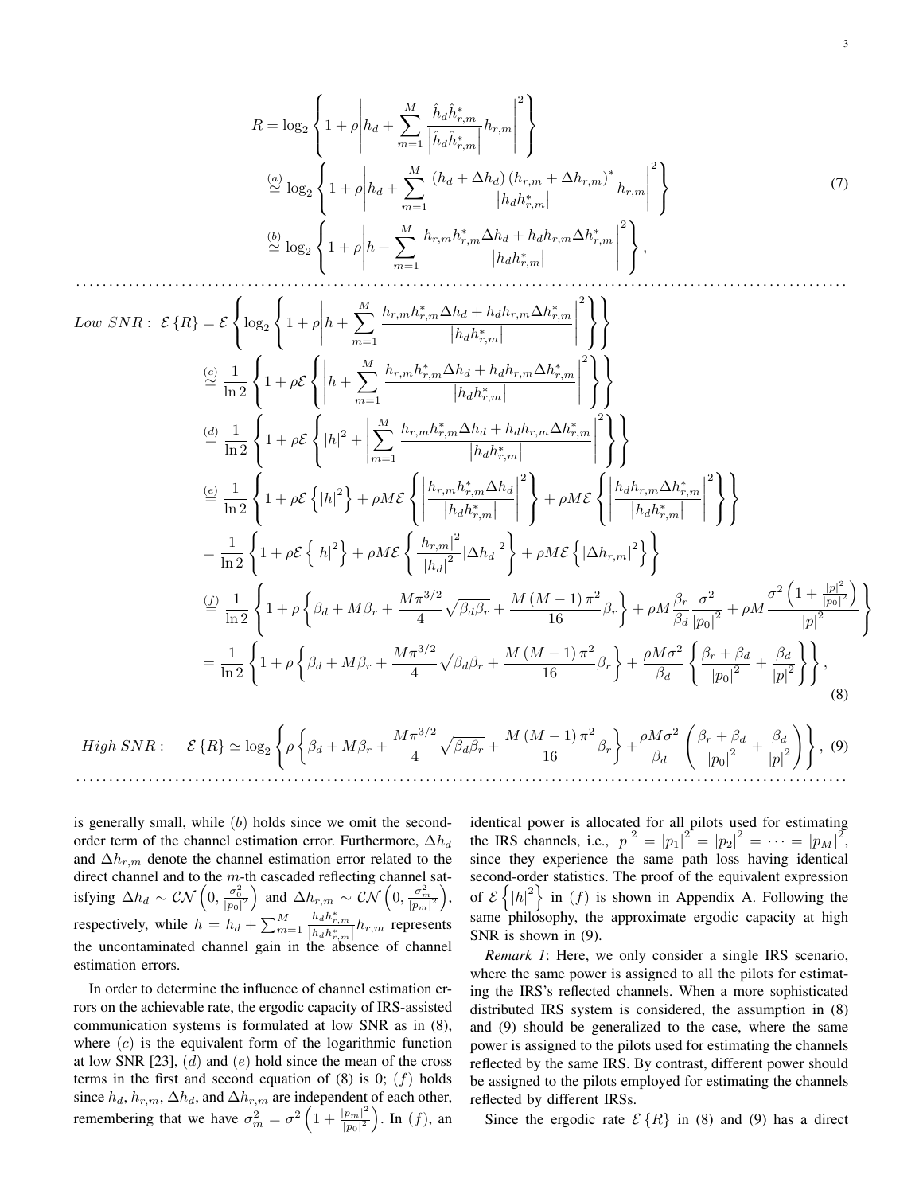$$
\begin{aligned}
R &= \log_2\left\{1+\rho\left|h_d+\sum_{m=1}^{M}\frac{\hat{h}_d\hat{h}_{r,m}^*}{\left|\hat{h}_d\hat{h}_{r,m}^*\right|}h_{r,m}\right|^2\right\}\\
&\overset{(a)}{\simeq} \log_2\left\{1+\rho\left|h_d+\sum_{m=1}^{M}\frac{\left(h_d+\Delta h_d\right)\left(h_{r,m}+\Delta h_{r,m}\right)^*}{\left|h_d h_{r,m}^*\right|}h_{r,m}\right|^2\right\}\\
&\overset{(b)}{\simeq} \log_2\left\{1+\rho\left|h+\sum_{m=1}^{M}\frac{h_{r,m}h_{r,m}^*\Delta h_d+h_d h_{r,m}\Delta h_{r,m}^*}{\left|h_d h_{r,m}^*\right|}\right|^2\right\},
\end{aligned}
\tag{7}
$$

$$
\begin{aligned}
\textit{Low SNR}:\ \mathcal{E}\left\{R\right\} &= \mathcal{E}\left\{\log_2\left\{1+\rho\left|h+\sum_{m=1}^{M}\frac{h_{r,m}h_{r,m}^*\Delta h_d+h_d h_{r,m}\Delta h_{r,m}^*}{\left|h_d h_{r,m}^*\right|}\right|^2\right\}\right\}\\
&\overset{(c)}{\simeq} \frac{1}{\ln 2}\left\{1+\rho\mathcal{E}\left\{\left|h+\sum_{m=1}^{M}\frac{h_{r,m}h_{r,m}^*\Delta h_d+h_d h_{r,m}\Delta h_{r,m}^*}{\left|h_d h_{r,m}^*\right|}\right|^2\right\}\right\}\\
&\overset{(d)}{=} \frac{1}{\ln 2}\left\{1+\rho\mathcal{E}\left\{\left|h\right|^2+\left|\sum_{m=1}^{M}\frac{h_{r,m}h_{r,m}^*\Delta h_d+h_d h_{r,m}\Delta h_{r,m}^*}{\left|h_d h_{r,m}^*\right|}\right|^2\right\}\right\}\\
&\overset{(e)}{=} \frac{1}{\ln 2}\left\{1+\rho\mathcal{E}\left\{\left|h\right|^2\right\}+\rho M\mathcal{E}\left\{\left|\frac{h_{r,m}h_{r,m}^*\Delta h_d}{\left|h_d h_{r,m}^*\right|}\right|^2\right\}+\rho M\mathcal{E}\left\{\left|\frac{h_d h_{r,m}\Delta h_{r,m}^*}{\left|h_d h_{r,m}^*\right|}\right|^2\right\}\right\}\\
&= \frac{1}{\ln 2}\left\{1+\rho\mathcal{E}\left\{\left|h\right|^2\right\}+\rho M\mathcal{E}\left\{\frac{\left|h_{r,m}\right|^2}{\left|h_d\right|^2}\left|\Delta h_d\right|^2\right\}+\rho M\mathcal{E}\left\{\left|\Delta h_{r,m}\right|^2\right\}\right\}\\
&\overset{(f)}{=} \frac{1}{\ln 2}\left\{1+\rho\left\{\beta_d+M\beta_r+\frac{M\pi^{3/2}}{4}\sqrt{\beta_d\beta_r}+\frac{M\left(M-1\right)\pi^2}{16}\beta_r\right\}+\rho M\frac{\beta_r}{\beta_d}\frac{\sigma^2}{\left|p_0\right|^2}+\rho M\frac{\sigma^2\left(1+\frac{\left|p\right|^2}{\left|p_0\right|^2}\right)}{\left|p\right|^2}\right\}\\
&= \frac{1}{\ln 2}\left\{1+\rho\left\{\beta_d+M\beta_r+\frac{M\pi^{3/2}}{4}\sqrt{\beta_d\beta_r}+\frac{M\left(M-1\right)\pi^2}{16}\beta_r\right\}+\frac{\rho M\sigma^2}{\beta_d}\left\{\frac{\beta_r+\beta_d}{\left|p_0\right|^2}+\frac{\beta_d}{\left|p\right|^2}\right\}\right\},
\end{aligned}
\tag{8}
$$

$$
\textit{High SNR}:\quad \mathcal{E}\left\{R\right\}\simeq\log_2\left\{\rho\left\{\beta_d+M\beta_r+\frac{M\pi^{3/2}}{4}\sqrt{\beta_d\beta_r}+\frac{M\left(M-1\right)\pi^2}{16}\beta_r\right\}+\frac{\rho M\sigma^2}{\beta_d}\left(\frac{\beta_r+\beta_d}{\left|p_0\right|^2}+\frac{\beta_d}{\left|p\right|^2}\right)\right\},\tag{9}
$$

is generally small, while $(b)$ holds since we omit the second-order term of the channel estimation error. Furthermore, $\Delta h_d$ and $\Delta h_{r,m}$ denote the channel estimation error related to the direct channel and to the $m$-th cascaded reflecting channel satisfying $\Delta h_d \sim \mathcal{CN}\left(0,\frac{\sigma_0^2}{\left|p_0\right|^2}\right)$ and $\Delta h_{r,m} \sim \mathcal{CN}\left(0,\frac{\sigma_m^2}{\left|p_m\right|^2}\right)$, respectively, while $h=h_d+\sum_{m=1}^{M}\frac{h_d h_{r,m}^*}{\left|h_d h_{r,m}^*\right|}h_{r,m}$ represents the uncontaminated channel gain in the absence of channel estimation errors.

In order to determine the influence of channel estimation errors on the achievable rate, the ergodic capacity of IRS-assisted communication systems is formulated at low SNR as in (8), where $(c)$ is the equivalent form of the logarithmic function at low SNR [23], $(d)$ and $(e)$ hold since the mean of the cross terms in the first and second equation of (8) is 0; $(f)$ holds since $h_d$, $h_{r,m}$, $\Delta h_d$, and $\Delta h_{r,m}$ are independent of each other, remembering that we have $\sigma_m^2=\sigma^2\left(1+\frac{\left|p_m\right|^2}{\left|p_0\right|^2}\right)$. In $(f)$, an identical power is allocated for all pilots used for estimating the IRS channels, i.e., $\left|p\right|^2=\left|p_1\right|^2=\left|p_2\right|^2=\cdots=\left|p_M\right|^2$, since they experience the same path loss having identical second-order statistics. The proof of the equivalent expression of $\mathcal{E}\left\{\left|h\right|^2\right\}$ in $(f)$ is shown in Appendix A. Following the same philosophy, the approximate ergodic capacity at high SNR is shown in (9).

*Remark 1*: Here, we only consider a single IRS scenario, where the same power is assigned to all the pilots for estimating the IRS's reflected channels. When a more sophisticated distributed IRS system is considered, the assumption in (8) and (9) should be generalized to the case, where the same power is assigned to the pilots used for estimating the channels reflected by the same IRS. By contrast, different power should be assigned to the pilots employed for estimating the channels reflected by different IRSs.

Since the ergodic rate $\mathcal{E}\left\{R\right\}$ in (8) and (9) has a direct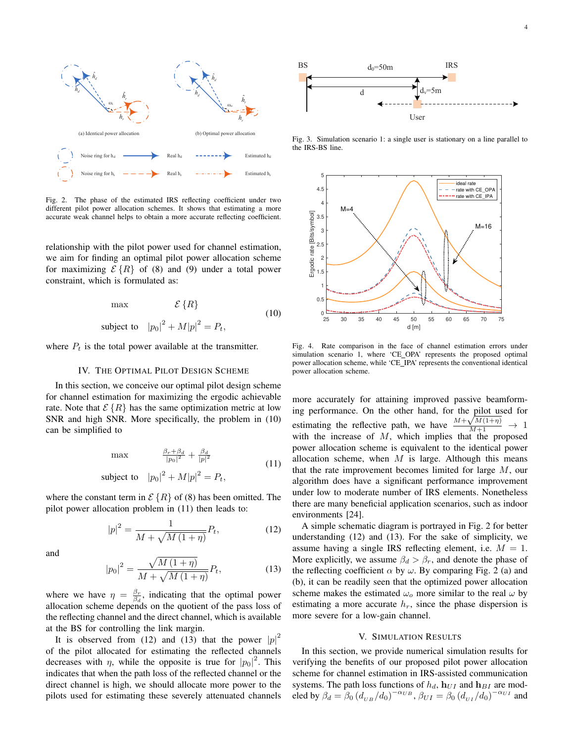Fig. 2. The phase of the estimated IRS reflecting coefficient under two different pilot power allocation schemes. It shows that estimating a more accurate weak channel helps to obtain a more accurate reflecting coefficient.

relationship with the pilot power used for channel estimation, we aim for finding an optimal pilot power allocation scheme for maximizing $\mathcal{E}\{R\}$ of (8) and (9) under a total power constraint, which is formulated as:

$$\begin{aligned} \max \quad & \mathcal{E}\{R\} \\ \text{subject to} \quad & |p_0|^2 + M|p|^2 = P_t, \end{aligned} \tag{10}$$

where $P_t$ is the total power available at the transmitter.

## IV. The Optimal Pilot Design Scheme

In this section, we conceive our optimal pilot design scheme for channel estimation for maximizing the ergodic achievable rate. Note that $\mathcal{E}\{R\}$ has the same optimization metric at low SNR and high SNR. More specifically, the problem in (10) can be simplified to

$$\begin{aligned} \max \quad & \frac{\beta_r+\beta_d}{|p_0|^2} + \frac{\beta_d}{|p|^2} \\ \text{subject to} \quad & |p_0|^2 + M|p|^2 = P_t, \end{aligned} \tag{11}$$

where the constant term in $\mathcal{E}\{R\}$ of (8) has been omitted. The pilot power allocation problem in (11) then leads to:

$$|p|^2 = \frac{1}{M+\sqrt{M(1+\eta)}}P_t, \tag{12}$$

and

$$|p_0|^2 = \frac{\sqrt{M(1+\eta)}}{M+\sqrt{M(1+\eta)}}P_t, \tag{13}$$

where we have $\eta = \frac{\beta_r}{\beta_d}$, indicating that the optimal power allocation scheme depends on the quotient of the pass loss of the reflecting channel and the direct channel, which is available at the BS for controlling the link margin.

It is observed from (12) and (13) that the power $|p|^2$ of the pilot allocated for estimating the reflected channels decreases with $\eta$, while the opposite is true for $|p_0|^2$. This indicates that when the path loss of the reflected channel or the direct channel is high, we should allocate more power to the pilots used for estimating these severely attenuated channels more accurately for attaining improved passive beamforming performance. On the other hand, for the pilot used for estimating the reflective path, we have $\frac{M+\sqrt{M(1+\eta)}}{M+1} \rightarrow 1$ with the increase of $M$, which implies that the proposed power allocation scheme is equivalent to the identical power allocation scheme, when $M$ is large. Although this means that the rate improvement becomes limited for large $M$, our algorithm does have a significant performance improvement under low to moderate number of IRS elements. Nonetheless there are many beneficial application scenarios, such as indoor environments [24].

A simple schematic diagram is portrayed in Fig. 2 for better understanding (12) and (13). For the sake of simplicity, we assume having a single IRS reflecting element, i.e. $M = 1$. More explicitly, we assume $\beta_d > \beta_r$, and denote the phase of the reflecting coefficient $\alpha$ by $\omega$. By comparing Fig. 2 (a) and (b), it can be readily seen that the optimized power allocation scheme makes the estimated $\omega_o$ more similar to the real $\omega$ by estimating a more accurate $h_r$, since the phase dispersion is more severe for a low-gain channel.

Fig. 3. Simulation scenario 1: a single user is stationary on a line parallel to the IRS-BS line.

Fig. 4. Rate comparison in the face of channel estimation errors under simulation scenario 1, where 'CE_OPA' represents the proposed optimal power allocation scheme, while 'CE_IPA' represents the conventional identical power allocation scheme.

## V. Simulation Results

In this section, we provide numerical simulation results for verifying the benefits of our proposed pilot power allocation scheme for channel estimation in IRS-assisted communication systems. The path loss functions of $h_d$, $\mathbf{h}_{UI}$ and $\mathbf{h}_{BI}$ are modeled by $\beta_d = \beta_0 (d_{UB}/d_0)^{-\alpha_{UB}}$, $\beta_{UI} = \beta_0 (d_{UI}/d_0)^{-\alpha_{UI}}$ and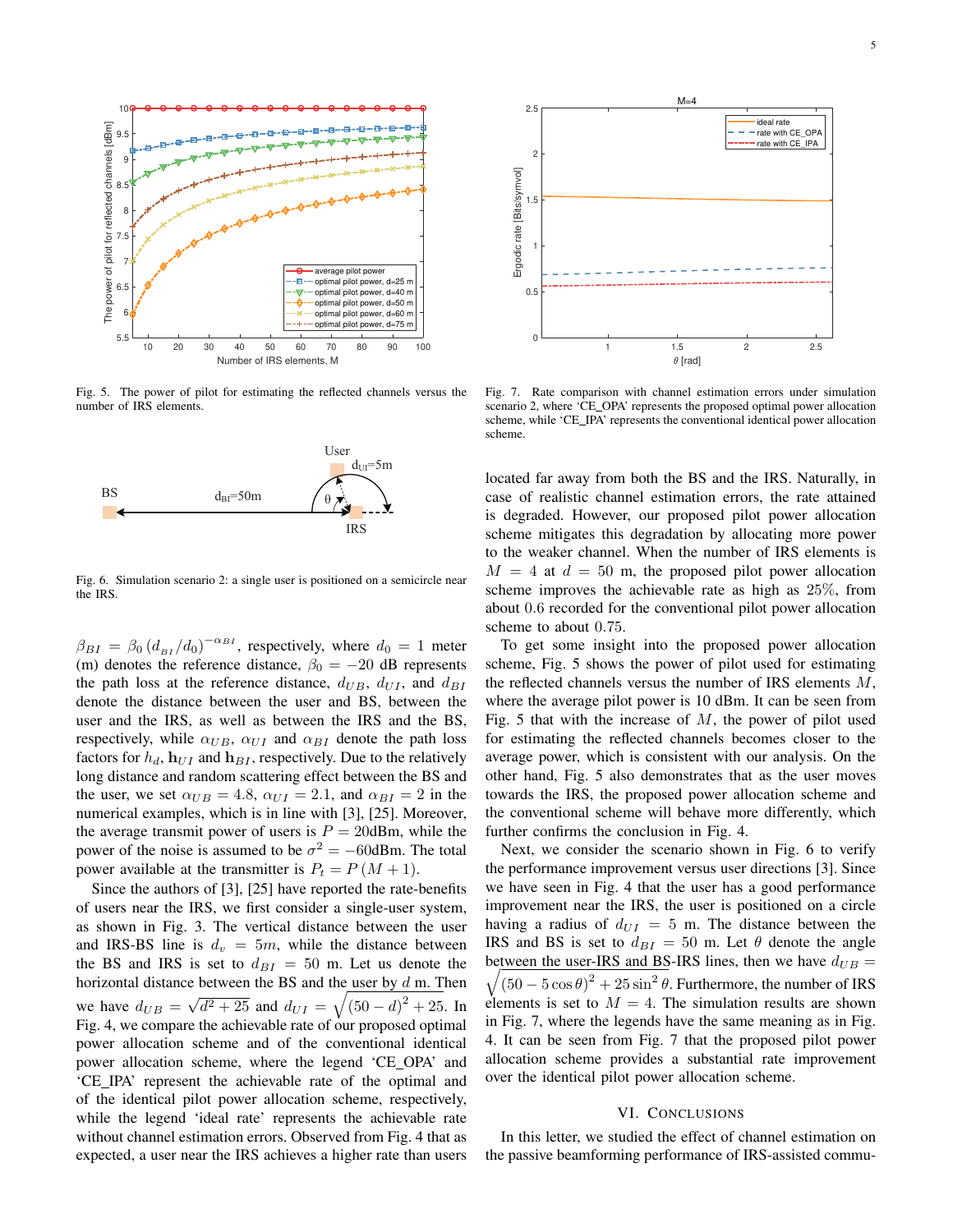Fig. 5. The power of pilot for estimating the reflected channels versus the number of IRS elements.

Fig. 6. Simulation scenario 2: a single user is positioned on a semicircle near the IRS.

$\beta_{BI} = \beta_0 (d_{BI}/d_0)^{-\alpha_{BI}}$, respectively, where $d_0 = 1$ meter (m) denotes the reference distance, $\beta_0 = -20$ dB represents the path loss at the reference distance, $d_{UB}$, $d_{UI}$, and $d_{BI}$ denote the distance between the user and BS, between the user and the IRS, as well as between the IRS and the BS, respectively, while $\alpha_{UB}$, $\alpha_{UI}$ and $\alpha_{BI}$ denote the path loss factors for $h_d$, $\mathbf{h}_{UI}$ and $\mathbf{h}_{BI}$, respectively. Due to the relatively long distance and random scattering effect between the BS and the user, we set $\alpha_{UB} = 4.8$, $\alpha_{UI} = 2.1$, and $\alpha_{BI} = 2$ in the numerical examples, which is in line with [3], [25]. Moreover, the average transmit power of users is $P = 20$dBm, while the power of the noise is assumed to be $\sigma^2 = -60$dBm. The total power available at the transmitter is $P_t = P(M+1)$.

Since the authors of [3], [25] have reported the rate-benefits of users near the IRS, we first consider a single-user system, as shown in Fig. 3. The vertical distance between the user and IRS-BS line is $d_v = 5m$, while the distance between the BS and IRS is set to $d_{BI} = 50$ m. Let us denote the horizontal distance between the BS and the user by $d$ m. Then we have $d_{UB} = \sqrt{d^2 + 25}$ and $d_{UI} = \sqrt{(50-d)^2 + 25}$. In Fig. 4, we compare the achievable rate of our proposed optimal power allocation scheme and of the conventional identical power allocation scheme, where the legend 'CE_OPA' and 'CE_IPA' represent the achievable rate of the optimal and of the identical pilot power allocation scheme, respectively, while the legend 'ideal rate' represents the achievable rate without channel estimation errors. Observed from Fig. 4 that as expected, a user near the IRS achieves a higher rate than users located far away from both the BS and the IRS. Naturally, in case of realistic channel estimation errors, the rate attained is degraded. However, our proposed pilot power allocation scheme mitigates this degradation by allocating more power to the weaker channel. When the number of IRS elements is $M = 4$ at $d = 50$ m, the proposed pilot power allocation scheme improves the achievable rate as high as 25%, from about 0.6 recorded for the conventional pilot power allocation scheme to about 0.75.

To get some insight into the proposed power allocation scheme, Fig. 5 shows the power of pilot used for estimating the reflected channels versus the number of IRS elements $M$, where the average pilot power is 10 dBm. It can be seen from Fig. 5 that with the increase of $M$, the power of pilot used for estimating the reflected channels becomes closer to the average power, which is consistent with our analysis. On the other hand, Fig. 5 also demonstrates that as the user moves towards the IRS, the proposed power allocation scheme and the conventional scheme will behave more differently, which further confirms the conclusion in Fig. 4.

Next, we consider the scenario shown in Fig. 6 to verify the performance improvement versus user directions [3]. Since we have seen in Fig. 4 that the user has a good performance improvement near the IRS, the user is positioned on a circle having a radius of $d_{UI} = 5$ m. The distance between the IRS and BS is set to $d_{BI} = 50$ m. Let $\theta$ denote the angle between the user-IRS and BS-IRS lines, then we have $d_{UB} = \sqrt{(50 - 5\cos\theta)^2 + 25\sin^2\theta}$. Furthermore, the number of IRS elements is set to $M = 4$. The simulation results are shown in Fig. 7, where the legends have the same meaning as in Fig. 4. It can be seen from Fig. 7 that the proposed pilot power allocation scheme provides a substantial rate improvement over the identical pilot power allocation scheme.

Fig. 7. Rate comparison with channel estimation errors under simulation scenario 2, where 'CE_OPA' represents the proposed optimal power allocation scheme, while 'CE_IPA' represents the conventional identical power allocation scheme.

## VI. Conclusions

In this letter, we studied the effect of channel estimation on the passive beamforming performance of IRS-assisted commu-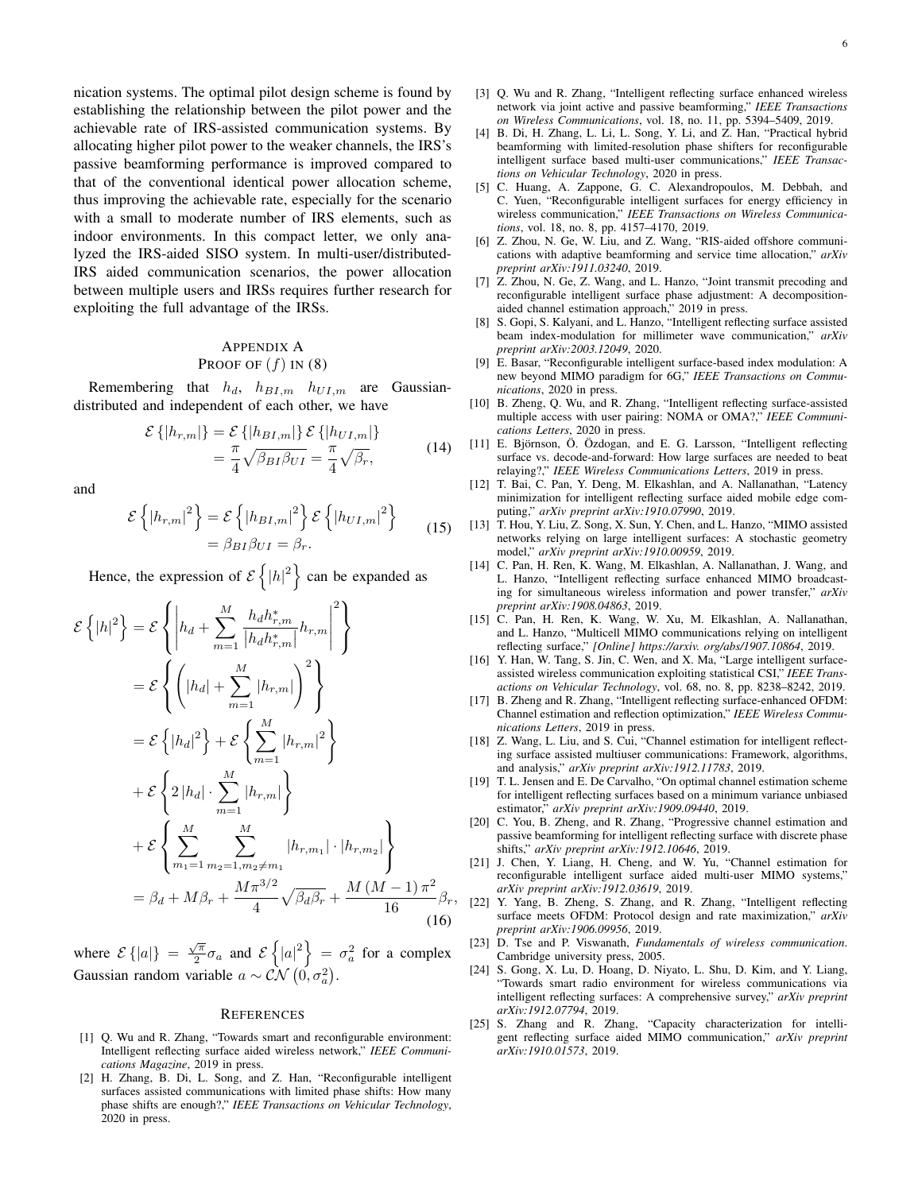nication systems. The optimal pilot design scheme is found by establishing the relationship between the pilot power and the achievable rate of IRS-assisted communication systems. By allocating higher pilot power to the weaker channels, the IRS's passive beamforming performance is improved compared to that of the conventional identical power allocation scheme, thus improving the achievable rate, especially for the scenario with a small to moderate number of IRS elements, such as indoor environments. In this compact letter, we only analyzed the IRS-aided SISO system. In multi-user/distributed-IRS aided communication scenarios, the power allocation between multiple users and IRSs requires further research for exploiting the full advantage of the IRSs.

## Appendix A
## Proof of $(f)$ in (8)

Remembering that $h_d$, $h_{BI,m}$ $h_{UI,m}$ are Gaussian-distributed and independent of each other, we have

$$\begin{aligned}\mathcal{E}\left\{|h_{r,m}|\right\} &= \mathcal{E}\left\{|h_{BI,m}|\right\}\mathcal{E}\left\{|h_{UI,m}|\right\} \\ &= \frac{\pi}{4}\sqrt{\beta_{BI}\beta_{UI}} = \frac{\pi}{4}\sqrt{\beta_r},\end{aligned} \tag{14}$$

and

$$\begin{aligned}\mathcal{E}\left\{|h_{r,m}|^2\right\} &= \mathcal{E}\left\{|h_{BI,m}|^2\right\}\mathcal{E}\left\{|h_{UI,m}|^2\right\} \\ &= \beta_{BI}\beta_{UI} = \beta_r.\end{aligned} \tag{15}$$

Hence, the expression of $\mathcal{E}\left\{|h|^2\right\}$ can be expanded as

$$\begin{aligned}\mathcal{E}\left\{|h|^2\right\} &= \mathcal{E}\left\{\left|h_d + \sum_{m=1}^{M}\frac{h_d h_{r,m}^{\star}}{|h_d h_{r,m}^{\star}|}h_{r,m}\right|^2\right\} \\ &= \mathcal{E}\left\{\left(|h_d| + \sum_{m=1}^{M}|h_{r,m}|\right)^2\right\} \\ &= \mathcal{E}\left\{|h_d|^2\right\} + \mathcal{E}\left\{\sum_{m=1}^{M}|h_{r,m}|^2\right\} \\ &+ \mathcal{E}\left\{2\,|h_d|\cdot\sum_{m=1}^{M}|h_{r,m}|\right\} \\ &+ \mathcal{E}\left\{\sum_{m_1=1}^{M}\sum_{m_2=1,m_2\neq m_1}^{M}|h_{r,m_1}|\cdot|h_{r,m_2}|\right\} \\ &= \beta_d + M\beta_r + \frac{M\pi^{3/2}}{4}\sqrt{\beta_d\beta_r} + \frac{M\left(M-1\right)\pi^2}{16}\beta_r,\end{aligned} \tag{16}$$

where $\mathcal{E}\left\{|a|\right\} = \frac{\sqrt{\pi}}{2}\sigma_a$ and $\mathcal{E}\left\{|a|^2\right\} = \sigma_a^2$ for a complex Gaussian random variable $a \sim \mathcal{CN}\left(0, \sigma_a^2\right)$.

## References

[1] Q. Wu and R. Zhang, "Towards smart and reconfigurable environment: Intelligent reflecting surface aided wireless network," *IEEE Communications Magazine*, 2019 in press.

[2] H. Zhang, B. Di, L. Song, and Z. Han, "Reconfigurable intelligent surfaces assisted communications with limited phase shifts: How many phase shifts are enough?," *IEEE Transactions on Vehicular Technology*, 2020 in press.

[3] Q. Wu and R. Zhang, "Intelligent reflecting surface enhanced wireless network via joint active and passive beamforming," *IEEE Transactions on Wireless Communications*, vol. 18, no. 11, pp. 5394–5409, 2019.

[4] B. Di, H. Zhang, L. Li, L. Song, Y. Li, and Z. Han, "Practical hybrid beamforming with limited-resolution phase shifters for reconfigurable intelligent surface based multi-user communications," *IEEE Transactions on Vehicular Technology*, 2020 in press.

[5] C. Huang, A. Zappone, G. C. Alexandropoulos, M. Debbah, and C. Yuen, "Reconfigurable intelligent surfaces for energy efficiency in wireless communication," *IEEE Transactions on Wireless Communications*, vol. 18, no. 8, pp. 4157–4170, 2019.

[6] Z. Zhou, N. Ge, W. Liu, and Z. Wang, "RIS-aided offshore communications with adaptive beamforming and service time allocation," *arXiv preprint arXiv:1911.03240*, 2019.

[7] Z. Zhou, N. Ge, Z. Wang, and L. Hanzo, "Joint transmit precoding and reconfigurable intelligent surface phase adjustment: A decomposition-aided channel estimation approach," 2019 in press.

[8] S. Gopi, S. Kalyani, and L. Hanzo, "Intelligent reflecting surface assisted beam index-modulation for millimeter wave communication," *arXiv preprint arXiv:2003.12049*, 2020.

[9] E. Basar, "Reconfigurable intelligent surface-based index modulation: A new beyond MIMO paradigm for 6G," *IEEE Transactions on Communications*, 2020 in press.

[10] B. Zheng, Q. Wu, and R. Zhang, "Intelligent reflecting surface-assisted multiple access with user pairing: NOMA or OMA?," *IEEE Communications Letters*, 2020 in press.

[11] E. Björnson, Ö. Özdogan, and E. G. Larsson, "Intelligent reflecting surface vs. decode-and-forward: How large surfaces are needed to beat relaying?," *IEEE Wireless Communications Letters*, 2019 in press.

[12] T. Bai, C. Pan, Y. Deng, M. Elkashlan, and A. Nallanathan, "Latency minimization for intelligent reflecting surface aided mobile edge computing," *arXiv preprint arXiv:1910.07990*, 2019.

[13] T. Hou, Y. Liu, Z. Song, X. Sun, Y. Chen, and L. Hanzo, "MIMO assisted networks relying on large intelligent surfaces: A stochastic geometry model," *arXiv preprint arXiv:1910.00959*, 2019.

[14] C. Pan, H. Ren, K. Wang, M. Elkashlan, A. Nallanathan, J. Wang, and L. Hanzo, "Intelligent reflecting surface enhanced MIMO broadcasting for simultaneous wireless information and power transfer," *arXiv preprint arXiv:1908.04863*, 2019.

[15] C. Pan, H. Ren, K. Wang, W. Xu, M. Elkashlan, A. Nallanathan, and L. Hanzo, "Multicell MIMO communications relying on intelligent reflecting surface," *[Online] https://arxiv. org/abs/1907.10864*, 2019.

[16] Y. Han, W. Tang, S. Jin, C. Wen, and X. Ma, "Large intelligent surface-assisted wireless communication exploiting statistical CSI," *IEEE Transactions on Vehicular Technology*, vol. 68, no. 8, pp. 8238–8242, 2019.

[17] B. Zheng and R. Zhang, "Intelligent reflecting surface-enhanced OFDM: Channel estimation and reflection optimization," *IEEE Wireless Communications Letters*, 2019 in press.

[18] Z. Wang, L. Liu, and S. Cui, "Channel estimation for intelligent reflecting surface assisted multiuser communications: Framework, algorithms, and analysis," *arXiv preprint arXiv:1912.11783*, 2019.

[19] T. L. Jensen and E. De Carvalho, "On optimal channel estimation scheme for intelligent reflecting surfaces based on a minimum variance unbiased estimator," *arXiv preprint arXiv:1909.09440*, 2019.

[20] C. You, B. Zheng, and R. Zhang, "Progressive channel estimation and passive beamforming for intelligent reflecting surface with discrete phase shifts," *arXiv preprint arXiv:1912.10646*, 2019.

[21] J. Chen, Y. Liang, H. Cheng, and W. Yu, "Channel estimation for reconfigurable intelligent surface aided multi-user MIMO systems," *arXiv preprint arXiv:1912.03619*, 2019.

[22] Y. Yang, B. Zheng, S. Zhang, and R. Zhang, "Intelligent reflecting surface meets OFDM: Protocol design and rate maximization," *arXiv preprint arXiv:1906.09956*, 2019.

[23] D. Tse and P. Viswanath, *Fundamentals of wireless communication*. Cambridge university press, 2005.

[24] S. Gong, X. Lu, D. Hoang, D. Niyato, L. Shu, D. Kim, and Y. Liang, "Towards smart radio environment for wireless communications via intelligent reflecting surfaces: A comprehensive survey," *arXiv preprint arXiv:1912.07794*, 2019.

[25] S. Zhang and R. Zhang, "Capacity characterization for intelligent reflecting surface aided MIMO communication," *arXiv preprint arXiv:1910.01573*, 2019.